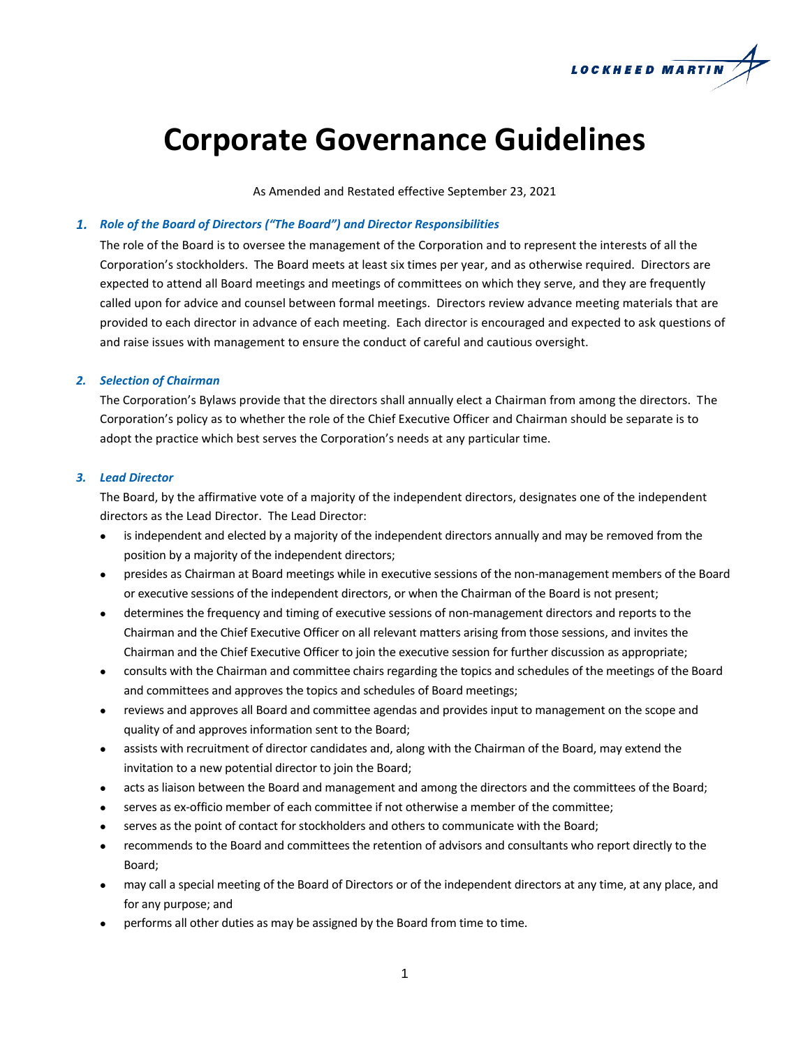# Corporate Governance Guidelines

As Amended and Restated effective September 23, 2021

### 1. *Role of the Board of Directors ("The Board") and Director Responsibilities*

The role of the Board is to oversee the management of the Corporation and to represent the interests of all the Corporation's stockholders. The Board meets at least six times per year, and as otherwise required. Directors are expected to attend all Board meetings and meetings of committees on which they serve, and they are frequently called upon for advice and counsel between formal meetings. Directors review advance meeting materials that are provided to each director in advance of each meeting. Each director is encouraged and expected to ask questions of and raise issues with management to ensure the conduct of careful and cautious oversight.

### 2. *Selection of Chairman*

The Corporation's Bylaws provide that the directors shall annually elect a Chairman from among the directors. The Corporation's policy as to whether the role of the Chief Executive Officer and Chairman should be separate is to adopt the practice which best serves the Corporation's needs at any particular time.

### 3. *Lead Director*

The Board, by the affirmative vote of a majority of the independent directors, designates one of the independent directors as the Lead Director. The Lead Director:

- is independent and elected by a majority of the independent directors annually and may be removed from the position by a majority of the independent directors;
- presides as Chairman at Board meetings while in executive sessions of the non-management members of the Board or executive sessions of the independent directors, or when the Chairman of the Board is not present;
- determines the frequency and timing of executive sessions of non-management directors and reports to the Chairman and the Chief Executive Officer on all relevant matters arising from those sessions, and invites the Chairman and the Chief Executive Officer to join the executive session for further discussion as appropriate;
- consults with the Chairman and committee chairs regarding the topics and schedules of the meetings of the Board and committees and approves the topics and schedules of Board meetings;
- reviews and approves all Board and committee agendas and provides input to management on the scope and quality of and approves information sent to the Board;
- assists with recruitment of director candidates and, along with the Chairman of the Board, may extend the invitation to a new potential director to join the Board;
- acts as liaison between the Board and management and among the directors and the committees of the Board;
- serves as ex-officio member of each committee if not otherwise a member of the committee;
- serves as the point of contact for stockholders and others to communicate with the Board;
- recommends to the Board and committees the retention of advisors and consultants who report directly to the Board;
- may call a special meeting of the Board of Directors or of the independent directors at any time, at any place, and for any purpose; and
- performs all other duties as may be assigned by the Board from time to time.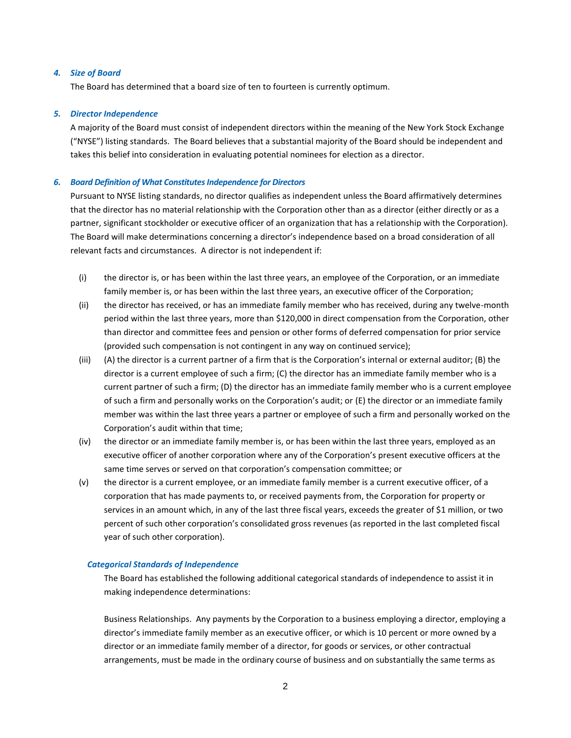### 4. *Size of Board*

The Board has determined that a board size of ten to fourteen is currently optimum.

### 5. *Director Independence*

A majority of the Board must consist of independent directors within the meaning of the New York Stock Exchange ("NYSE") listing standards. The Board believes that a substantial majority of the Board should be independent and takes this belief into consideration in evaluating potential nominees for election as a director.

### 6. *Board Definition of What Constitutes Independence for Directors*

Pursuant to NYSE listing standards, no director qualifies as independent unless the Board affirmatively determines that the director has no material relationship with the Corporation other than as a director (either directly or as a partner, significant stockholder or executive officer of an organization that has a relationship with the Corporation). The Board will make determinations concerning a director's independence based on a broad consideration of all relevant facts and circumstances. A director is not independent if:

(i) the director is, or has been within the last three years, an employee of the Corporation, or an immediate family member is, or has been within the last three years, an executive officer of the Corporation;

(ii) the director has received, or has an immediate family member who has received, during any twelve-month period within the last three years, more than $120,000 in direct compensation from the Corporation, other than director and committee fees and pension or other forms of deferred compensation for prior service (provided such compensation is not contingent in any way on continued service);

(iii) (A) the director is a current partner of a firm that is the Corporation's internal or external auditor; (B) the director is a current employee of such a firm; (C) the director has an immediate family member who is a current partner of such a firm; (D) the director has an immediate family member who is a current employee of such a firm and personally works on the Corporation's audit; or (E) the director or an immediate family member was within the last three years a partner or employee of such a firm and personally worked on the Corporation's audit within that time;

(iv) the director or an immediate family member is, or has been within the last three years, employed as an executive officer of another corporation where any of the Corporation's present executive officers at the same time serves or served on that corporation's compensation committee; or

(v) the director is a current employee, or an immediate family member is a current executive officer, of a corporation that has made payments to, or received payments from, the Corporation for property or services in an amount which, in any of the last three fiscal years, exceeds the greater of $1 million, or two percent of such other corporation's consolidated gross revenues (as reported in the last completed fiscal year of such other corporation).

#### *Categorical Standards of Independence*

The Board has established the following additional categorical standards of independence to assist it in making independence determinations:

Business Relationships. Any payments by the Corporation to a business employing a director, employing a director's immediate family member as an executive officer, or which is 10 percent or more owned by a director or an immediate family member of a director, for goods or services, or other contractual arrangements, must be made in the ordinary course of business and on substantially the same terms as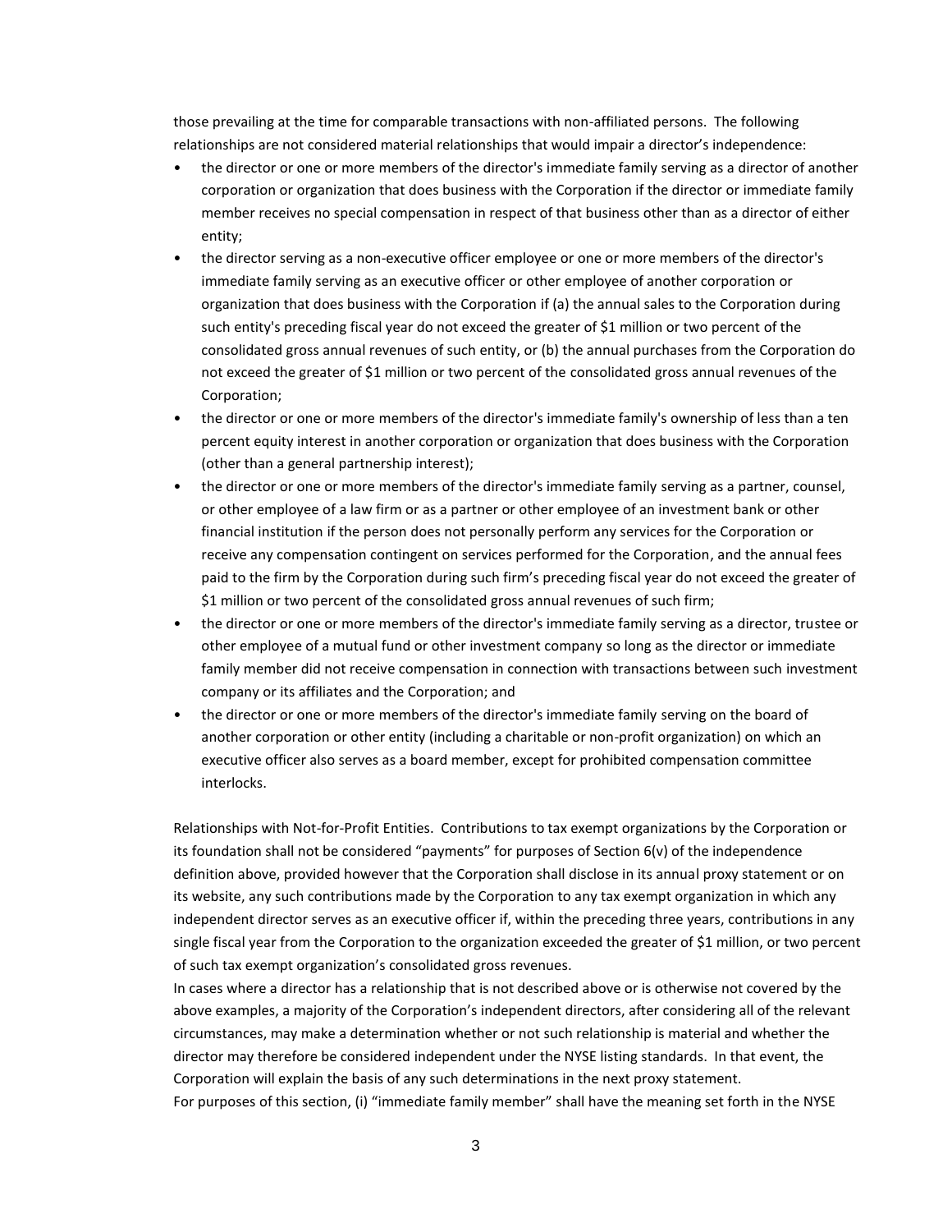those prevailing at the time for comparable transactions with non-affiliated persons. The following relationships are not considered material relationships that would impair a director's independence:

- the director or one or more members of the director's immediate family serving as a director of another corporation or organization that does business with the Corporation if the director or immediate family member receives no special compensation in respect of that business other than as a director of either entity;
- the director serving as a non-executive officer employee or one or more members of the director's immediate family serving as an executive officer or other employee of another corporation or organization that does business with the Corporation if (a) the annual sales to the Corporation during such entity's preceding fiscal year do not exceed the greater of $1 million or two percent of the consolidated gross annual revenues of such entity, or (b) the annual purchases from the Corporation do not exceed the greater of $1 million or two percent of the consolidated gross annual revenues of the Corporation;
- the director or one or more members of the director's immediate family's ownership of less than a ten percent equity interest in another corporation or organization that does business with the Corporation (other than a general partnership interest);
- the director or one or more members of the director's immediate family serving as a partner, counsel, or other employee of a law firm or as a partner or other employee of an investment bank or other financial institution if the person does not personally perform any services for the Corporation or receive any compensation contingent on services performed for the Corporation, and the annual fees paid to the firm by the Corporation during such firm's preceding fiscal year do not exceed the greater of $1 million or two percent of the consolidated gross annual revenues of such firm;
- the director or one or more members of the director's immediate family serving as a director, trustee or other employee of a mutual fund or other investment company so long as the director or immediate family member did not receive compensation in connection with transactions between such investment company or its affiliates and the Corporation; and
- the director or one or more members of the director's immediate family serving on the board of another corporation or other entity (including a charitable or non-profit organization) on which an executive officer also serves as a board member, except for prohibited compensation committee interlocks.

Relationships with Not-for-Profit Entities. Contributions to tax exempt organizations by the Corporation or its foundation shall not be considered "payments" for purposes of Section 6(v) of the independence definition above, provided however that the Corporation shall disclose in its annual proxy statement or on its website, any such contributions made by the Corporation to any tax exempt organization in which any independent director serves as an executive officer if, within the preceding three years, contributions in any single fiscal year from the Corporation to the organization exceeded the greater of $1 million, or two percent of such tax exempt organization's consolidated gross revenues.

In cases where a director has a relationship that is not described above or is otherwise not covered by the above examples, a majority of the Corporation's independent directors, after considering all of the relevant circumstances, may make a determination whether or not such relationship is material and whether the director may therefore be considered independent under the NYSE listing standards. In that event, the Corporation will explain the basis of any such determinations in the next proxy statement.

For purposes of this section, (i) "immediate family member" shall have the meaning set forth in the NYSE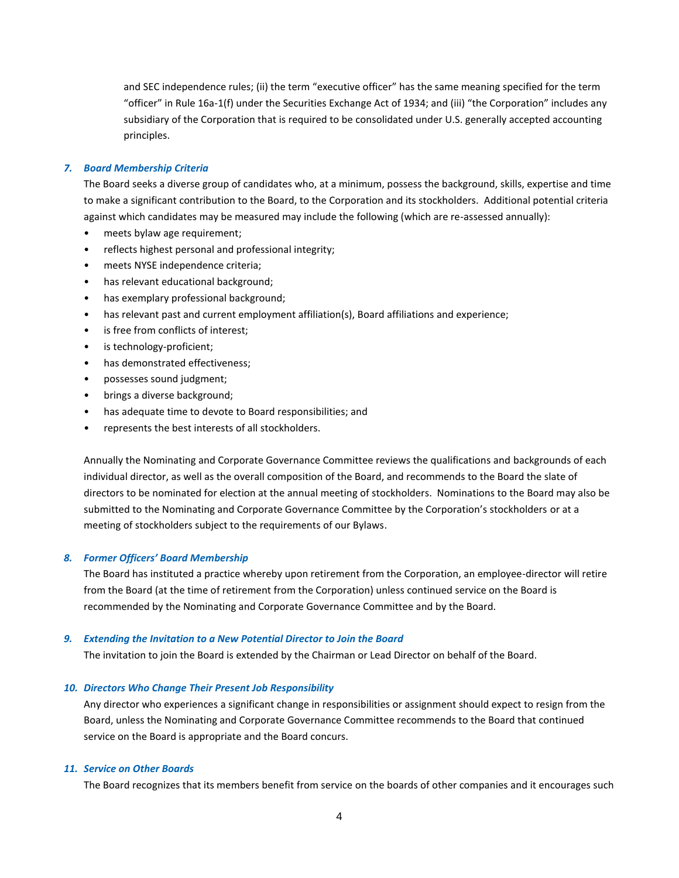and SEC independence rules; (ii) the term "executive officer" has the same meaning specified for the term "officer" in Rule 16a-1(f) under the Securities Exchange Act of 1934; and (iii) "the Corporation" includes any subsidiary of the Corporation that is required to be consolidated under U.S. generally accepted accounting principles.

### *7. Board Membership Criteria*

The Board seeks a diverse group of candidates who, at a minimum, possess the background, skills, expertise and time to make a significant contribution to the Board, to the Corporation and its stockholders. Additional potential criteria against which candidates may be measured may include the following (which are re-assessed annually):

- meets bylaw age requirement;
- reflects highest personal and professional integrity;
- meets NYSE independence criteria;
- has relevant educational background;
- has exemplary professional background;
- has relevant past and current employment affiliation(s), Board affiliations and experience;
- is free from conflicts of interest;
- is technology-proficient;
- has demonstrated effectiveness;
- possesses sound judgment;
- brings a diverse background;
- has adequate time to devote to Board responsibilities; and
- represents the best interests of all stockholders.

Annually the Nominating and Corporate Governance Committee reviews the qualifications and backgrounds of each individual director, as well as the overall composition of the Board, and recommends to the Board the slate of directors to be nominated for election at the annual meeting of stockholders. Nominations to the Board may also be submitted to the Nominating and Corporate Governance Committee by the Corporation's stockholders or at a meeting of stockholders subject to the requirements of our Bylaws.

### *8. Former Officers' Board Membership*

The Board has instituted a practice whereby upon retirement from the Corporation, an employee-director will retire from the Board (at the time of retirement from the Corporation) unless continued service on the Board is recommended by the Nominating and Corporate Governance Committee and by the Board.

### *9. Extending the Invitation to a New Potential Director to Join the Board*

The invitation to join the Board is extended by the Chairman or Lead Director on behalf of the Board.

### *10. Directors Who Change Their Present Job Responsibility*

Any director who experiences a significant change in responsibilities or assignment should expect to resign from the Board, unless the Nominating and Corporate Governance Committee recommends to the Board that continued service on the Board is appropriate and the Board concurs.

### *11. Service on Other Boards*

The Board recognizes that its members benefit from service on the boards of other companies and it encourages such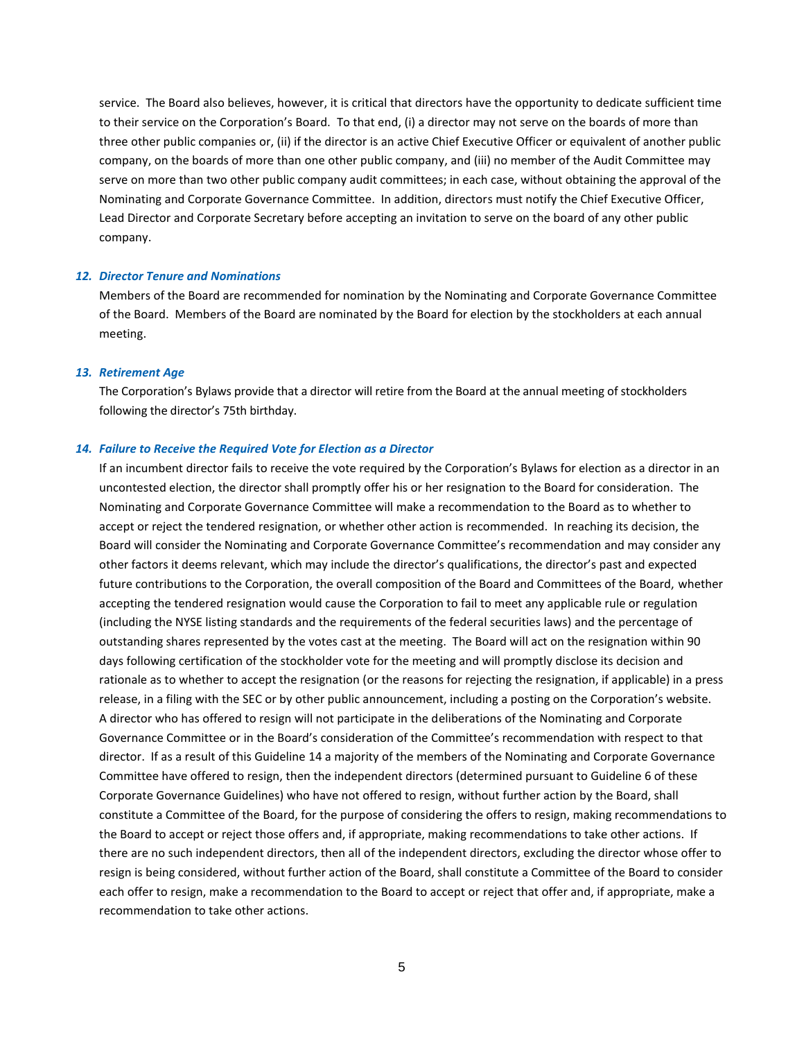service. The Board also believes, however, it is critical that directors have the opportunity to dedicate sufficient time to their service on the Corporation's Board. To that end, (i) a director may not serve on the boards of more than three other public companies or, (ii) if the director is an active Chief Executive Officer or equivalent of another public company, on the boards of more than one other public company, and (iii) no member of the Audit Committee may serve on more than two other public company audit committees; in each case, without obtaining the approval of the Nominating and Corporate Governance Committee. In addition, directors must notify the Chief Executive Officer, Lead Director and Corporate Secretary before accepting an invitation to serve on the board of any other public company.

### *12. Director Tenure and Nominations*

Members of the Board are recommended for nomination by the Nominating and Corporate Governance Committee of the Board. Members of the Board are nominated by the Board for election by the stockholders at each annual meeting.

### *13. Retirement Age*

The Corporation's Bylaws provide that a director will retire from the Board at the annual meeting of stockholders following the director's 75th birthday.

### *14. Failure to Receive the Required Vote for Election as a Director*

If an incumbent director fails to receive the vote required by the Corporation's Bylaws for election as a director in an uncontested election, the director shall promptly offer his or her resignation to the Board for consideration. The Nominating and Corporate Governance Committee will make a recommendation to the Board as to whether to accept or reject the tendered resignation, or whether other action is recommended. In reaching its decision, the Board will consider the Nominating and Corporate Governance Committee's recommendation and may consider any other factors it deems relevant, which may include the director's qualifications, the director's past and expected future contributions to the Corporation, the overall composition of the Board and Committees of the Board, whether accepting the tendered resignation would cause the Corporation to fail to meet any applicable rule or regulation (including the NYSE listing standards and the requirements of the federal securities laws) and the percentage of outstanding shares represented by the votes cast at the meeting. The Board will act on the resignation within 90 days following certification of the stockholder vote for the meeting and will promptly disclose its decision and rationale as to whether to accept the resignation (or the reasons for rejecting the resignation, if applicable) in a press release, in a filing with the SEC or by other public announcement, including a posting on the Corporation's website. A director who has offered to resign will not participate in the deliberations of the Nominating and Corporate Governance Committee or in the Board's consideration of the Committee's recommendation with respect to that director. If as a result of this Guideline 14 a majority of the members of the Nominating and Corporate Governance Committee have offered to resign, then the independent directors (determined pursuant to Guideline 6 of these Corporate Governance Guidelines) who have not offered to resign, without further action by the Board, shall constitute a Committee of the Board, for the purpose of considering the offers to resign, making recommendations to the Board to accept or reject those offers and, if appropriate, making recommendations to take other actions. If there are no such independent directors, then all of the independent directors, excluding the director whose offer to resign is being considered, without further action of the Board, shall constitute a Committee of the Board to consider each offer to resign, make a recommendation to the Board to accept or reject that offer and, if appropriate, make a recommendation to take other actions.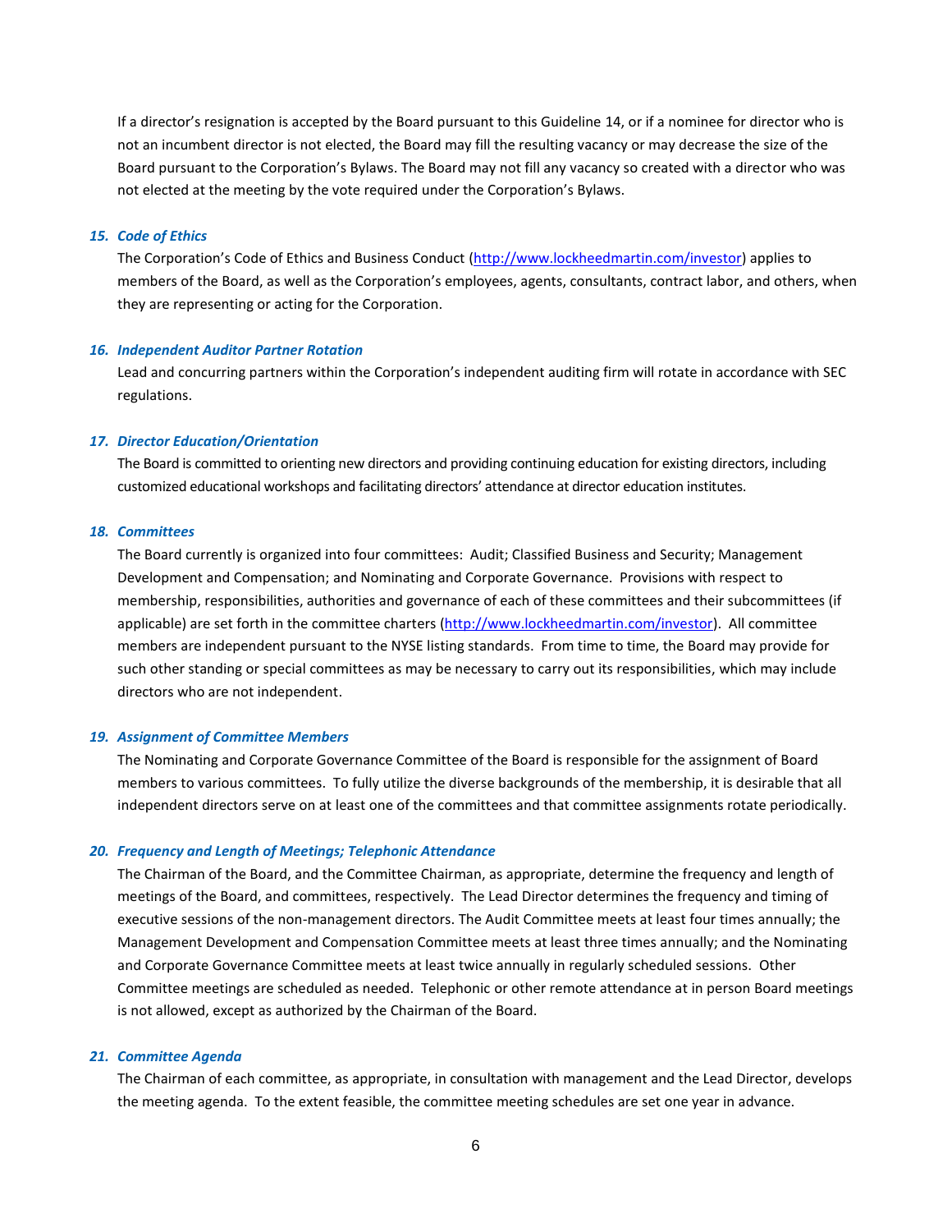If a director's resignation is accepted by the Board pursuant to this Guideline 14, or if a nominee for director who is not an incumbent director is not elected, the Board may fill the resulting vacancy or may decrease the size of the Board pursuant to the Corporation's Bylaws. The Board may not fill any vacancy so created with a director who was not elected at the meeting by the vote required under the Corporation's Bylaws.

### *15. Code of Ethics*

The Corporation's Code of Ethics and Business Conduct (http://www.lockheedmartin.com/investor) applies to members of the Board, as well as the Corporation's employees, agents, consultants, contract labor, and others, when they are representing or acting for the Corporation.

### *16. Independent Auditor Partner Rotation*

Lead and concurring partners within the Corporation's independent auditing firm will rotate in accordance with SEC regulations.

### *17. Director Education/Orientation*

The Board is committed to orienting new directors and providing continuing education for existing directors, including customized educational workshops and facilitating directors' attendance at director education institutes.

### *18. Committees*

The Board currently is organized into four committees: Audit; Classified Business and Security; Management Development and Compensation; and Nominating and Corporate Governance. Provisions with respect to membership, responsibilities, authorities and governance of each of these committees and their subcommittees (if applicable) are set forth in the committee charters (http://www.lockheedmartin.com/investor). All committee members are independent pursuant to the NYSE listing standards. From time to time, the Board may provide for such other standing or special committees as may be necessary to carry out its responsibilities, which may include directors who are not independent.

### *19. Assignment of Committee Members*

The Nominating and Corporate Governance Committee of the Board is responsible for the assignment of Board members to various committees. To fully utilize the diverse backgrounds of the membership, it is desirable that all independent directors serve on at least one of the committees and that committee assignments rotate periodically.

### *20. Frequency and Length of Meetings; Telephonic Attendance*

The Chairman of the Board, and the Committee Chairman, as appropriate, determine the frequency and length of meetings of the Board, and committees, respectively. The Lead Director determines the frequency and timing of executive sessions of the non-management directors. The Audit Committee meets at least four times annually; the Management Development and Compensation Committee meets at least three times annually; and the Nominating and Corporate Governance Committee meets at least twice annually in regularly scheduled sessions. Other Committee meetings are scheduled as needed. Telephonic or other remote attendance at in person Board meetings is not allowed, except as authorized by the Chairman of the Board.

### *21. Committee Agenda*

The Chairman of each committee, as appropriate, in consultation with management and the Lead Director, develops the meeting agenda. To the extent feasible, the committee meeting schedules are set one year in advance.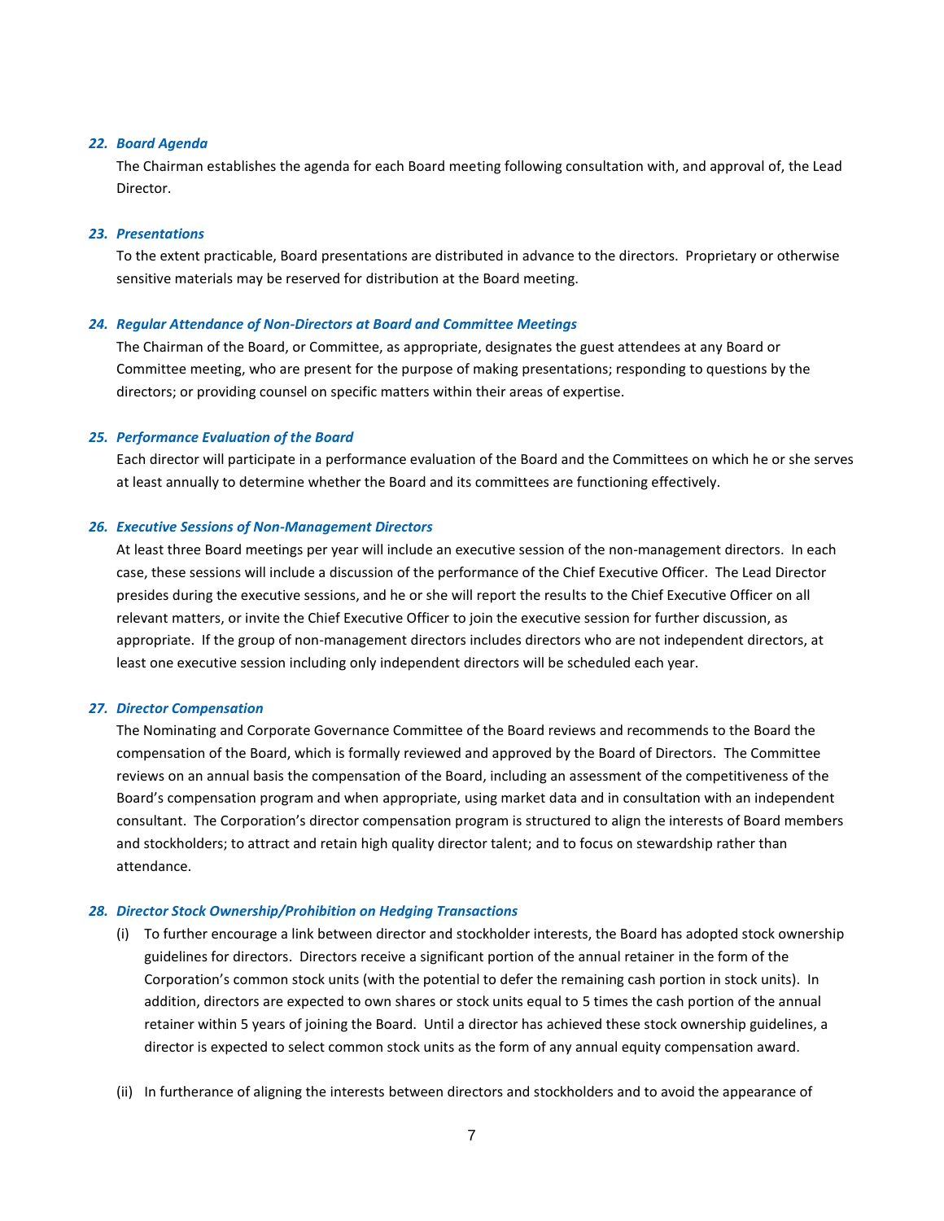### *22. Board Agenda*

The Chairman establishes the agenda for each Board meeting following consultation with, and approval of, the Lead Director.

### *23. Presentations*

To the extent practicable, Board presentations are distributed in advance to the directors. Proprietary or otherwise sensitive materials may be reserved for distribution at the Board meeting.

### *24. Regular Attendance of Non-Directors at Board and Committee Meetings*

The Chairman of the Board, or Committee, as appropriate, designates the guest attendees at any Board or Committee meeting, who are present for the purpose of making presentations; responding to questions by the directors; or providing counsel on specific matters within their areas of expertise.

### *25. Performance Evaluation of the Board*

Each director will participate in a performance evaluation of the Board and the Committees on which he or she serves at least annually to determine whether the Board and its committees are functioning effectively.

### *26. Executive Sessions of Non-Management Directors*

At least three Board meetings per year will include an executive session of the non-management directors. In each case, these sessions will include a discussion of the performance of the Chief Executive Officer. The Lead Director presides during the executive sessions, and he or she will report the results to the Chief Executive Officer on all relevant matters, or invite the Chief Executive Officer to join the executive session for further discussion, as appropriate. If the group of non-management directors includes directors who are not independent directors, at least one executive session including only independent directors will be scheduled each year.

### *27. Director Compensation*

The Nominating and Corporate Governance Committee of the Board reviews and recommends to the Board the compensation of the Board, which is formally reviewed and approved by the Board of Directors. The Committee reviews on an annual basis the compensation of the Board, including an assessment of the competitiveness of the Board's compensation program and when appropriate, using market data and in consultation with an independent consultant. The Corporation's director compensation program is structured to align the interests of Board members and stockholders; to attract and retain high quality director talent; and to focus on stewardship rather than attendance.

### *28. Director Stock Ownership/Prohibition on Hedging Transactions*

(i) To further encourage a link between director and stockholder interests, the Board has adopted stock ownership guidelines for directors. Directors receive a significant portion of the annual retainer in the form of the Corporation's common stock units (with the potential to defer the remaining cash portion in stock units). In addition, directors are expected to own shares or stock units equal to 5 times the cash portion of the annual retainer within 5 years of joining the Board. Until a director has achieved these stock ownership guidelines, a director is expected to select common stock units as the form of any annual equity compensation award.

(ii) In furtherance of aligning the interests between directors and stockholders and to avoid the appearance of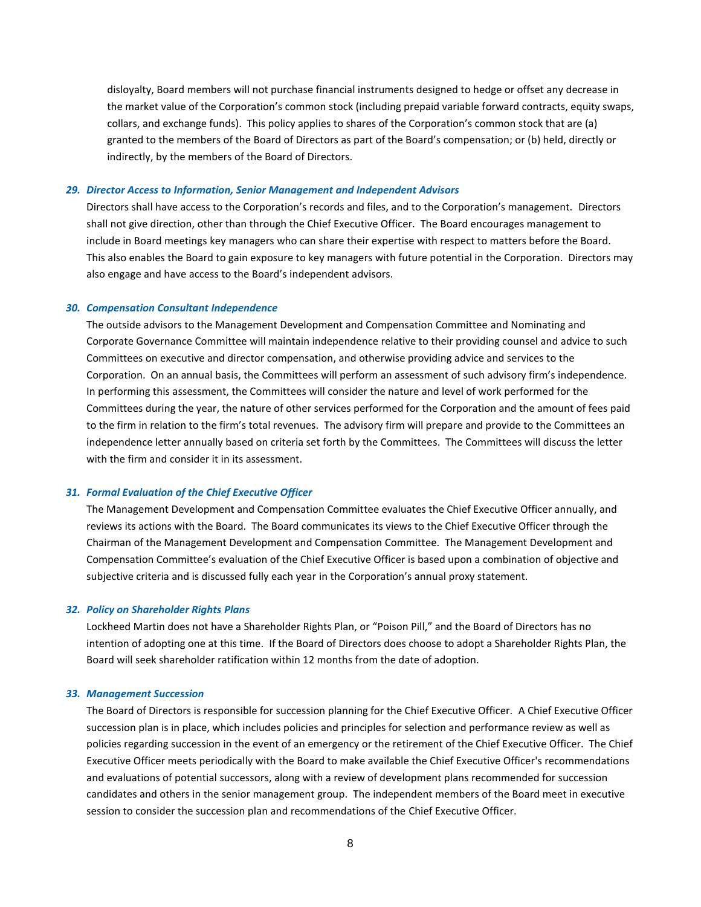disloyalty, Board members will not purchase financial instruments designed to hedge or offset any decrease in the market value of the Corporation's common stock (including prepaid variable forward contracts, equity swaps, collars, and exchange funds). This policy applies to shares of the Corporation's common stock that are (a) granted to the members of the Board of Directors as part of the Board's compensation; or (b) held, directly or indirectly, by the members of the Board of Directors.

### *29. Director Access to Information, Senior Management and Independent Advisors*

Directors shall have access to the Corporation's records and files, and to the Corporation's management. Directors shall not give direction, other than through the Chief Executive Officer. The Board encourages management to include in Board meetings key managers who can share their expertise with respect to matters before the Board. This also enables the Board to gain exposure to key managers with future potential in the Corporation. Directors may also engage and have access to the Board's independent advisors.

### *30. Compensation Consultant Independence*

The outside advisors to the Management Development and Compensation Committee and Nominating and Corporate Governance Committee will maintain independence relative to their providing counsel and advice to such Committees on executive and director compensation, and otherwise providing advice and services to the Corporation. On an annual basis, the Committees will perform an assessment of such advisory firm's independence. In performing this assessment, the Committees will consider the nature and level of work performed for the Committees during the year, the nature of other services performed for the Corporation and the amount of fees paid to the firm in relation to the firm's total revenues. The advisory firm will prepare and provide to the Committees an independence letter annually based on criteria set forth by the Committees. The Committees will discuss the letter with the firm and consider it in its assessment.

### *31. Formal Evaluation of the Chief Executive Officer*

The Management Development and Compensation Committee evaluates the Chief Executive Officer annually, and reviews its actions with the Board. The Board communicates its views to the Chief Executive Officer through the Chairman of the Management Development and Compensation Committee. The Management Development and Compensation Committee's evaluation of the Chief Executive Officer is based upon a combination of objective and subjective criteria and is discussed fully each year in the Corporation's annual proxy statement.

### *32. Policy on Shareholder Rights Plans*

Lockheed Martin does not have a Shareholder Rights Plan, or "Poison Pill," and the Board of Directors has no intention of adopting one at this time. If the Board of Directors does choose to adopt a Shareholder Rights Plan, the Board will seek shareholder ratification within 12 months from the date of adoption.

### *33. Management Succession*

The Board of Directors is responsible for succession planning for the Chief Executive Officer. A Chief Executive Officer succession plan is in place, which includes policies and principles for selection and performance review as well as policies regarding succession in the event of an emergency or the retirement of the Chief Executive Officer. The Chief Executive Officer meets periodically with the Board to make available the Chief Executive Officer's recommendations and evaluations of potential successors, along with a review of development plans recommended for succession candidates and others in the senior management group. The independent members of the Board meet in executive session to consider the succession plan and recommendations of the Chief Executive Officer.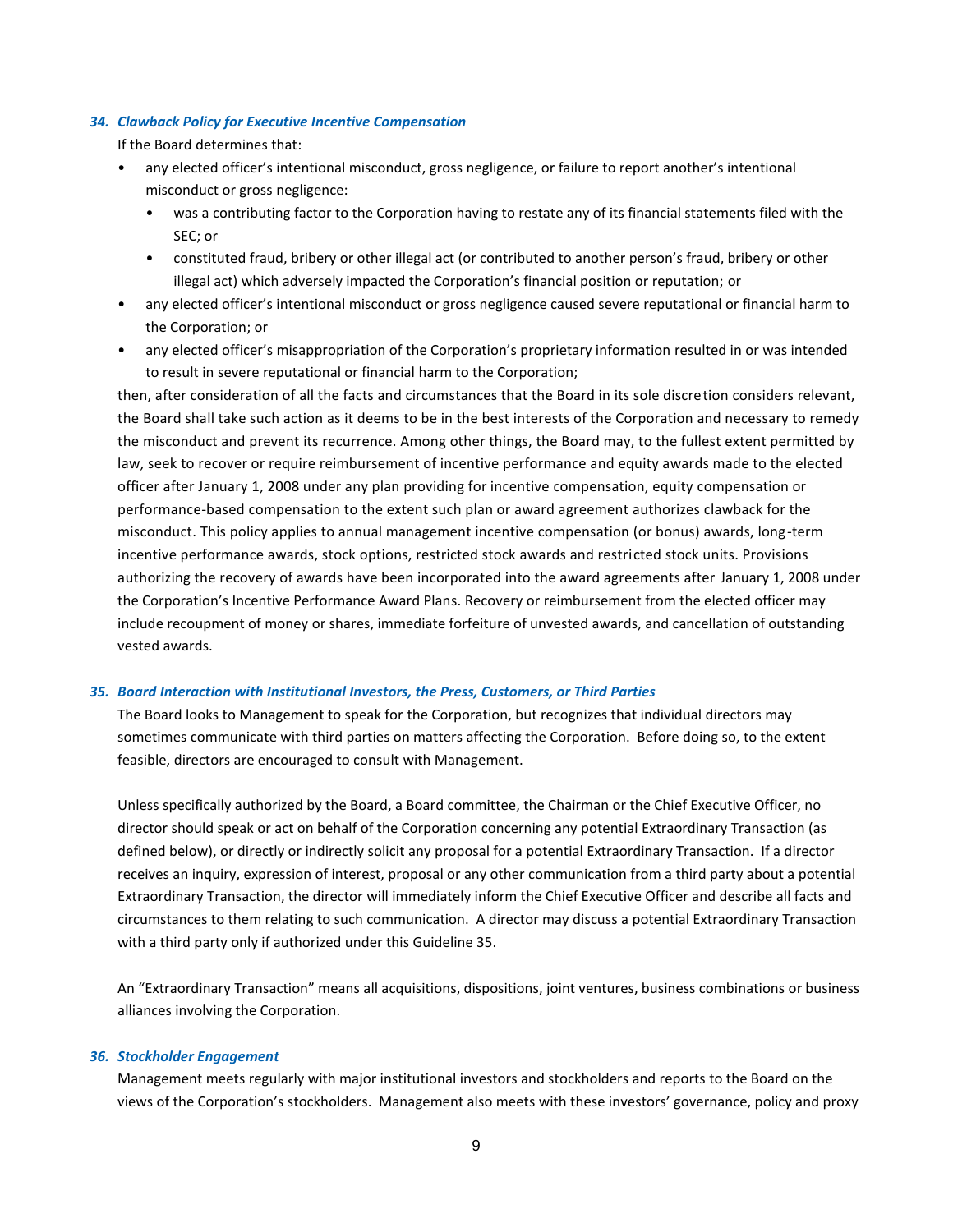### *34. Clawback Policy for Executive Incentive Compensation*

If the Board determines that:

- any elected officer's intentional misconduct, gross negligence, or failure to report another's intentional misconduct or gross negligence:
  - was a contributing factor to the Corporation having to restate any of its financial statements filed with the SEC; or
  - constituted fraud, bribery or other illegal act (or contributed to another person's fraud, bribery or other illegal act) which adversely impacted the Corporation's financial position or reputation; or
- any elected officer's intentional misconduct or gross negligence caused severe reputational or financial harm to the Corporation; or
- any elected officer's misappropriation of the Corporation's proprietary information resulted in or was intended to result in severe reputational or financial harm to the Corporation;

then, after consideration of all the facts and circumstances that the Board in its sole discretion considers relevant, the Board shall take such action as it deems to be in the best interests of the Corporation and necessary to remedy the misconduct and prevent its recurrence. Among other things, the Board may, to the fullest extent permitted by law, seek to recover or require reimbursement of incentive performance and equity awards made to the elected officer after January 1, 2008 under any plan providing for incentive compensation, equity compensation or performance-based compensation to the extent such plan or award agreement authorizes clawback for the misconduct. This policy applies to annual management incentive compensation (or bonus) awards, long-term incentive performance awards, stock options, restricted stock awards and restricted stock units. Provisions authorizing the recovery of awards have been incorporated into the award agreements after January 1, 2008 under the Corporation's Incentive Performance Award Plans. Recovery or reimbursement from the elected officer may include recoupment of money or shares, immediate forfeiture of unvested awards, and cancellation of outstanding vested awards.

### *35. Board Interaction with Institutional Investors, the Press, Customers, or Third Parties*

The Board looks to Management to speak for the Corporation, but recognizes that individual directors may sometimes communicate with third parties on matters affecting the Corporation. Before doing so, to the extent feasible, directors are encouraged to consult with Management.

Unless specifically authorized by the Board, a Board committee, the Chairman or the Chief Executive Officer, no director should speak or act on behalf of the Corporation concerning any potential Extraordinary Transaction (as defined below), or directly or indirectly solicit any proposal for a potential Extraordinary Transaction. If a director receives an inquiry, expression of interest, proposal or any other communication from a third party about a potential Extraordinary Transaction, the director will immediately inform the Chief Executive Officer and describe all facts and circumstances to them relating to such communication. A director may discuss a potential Extraordinary Transaction with a third party only if authorized under this Guideline 35.

An "Extraordinary Transaction" means all acquisitions, dispositions, joint ventures, business combinations or business alliances involving the Corporation.

### *36. Stockholder Engagement*

Management meets regularly with major institutional investors and stockholders and reports to the Board on the views of the Corporation's stockholders. Management also meets with these investors' governance, policy and proxy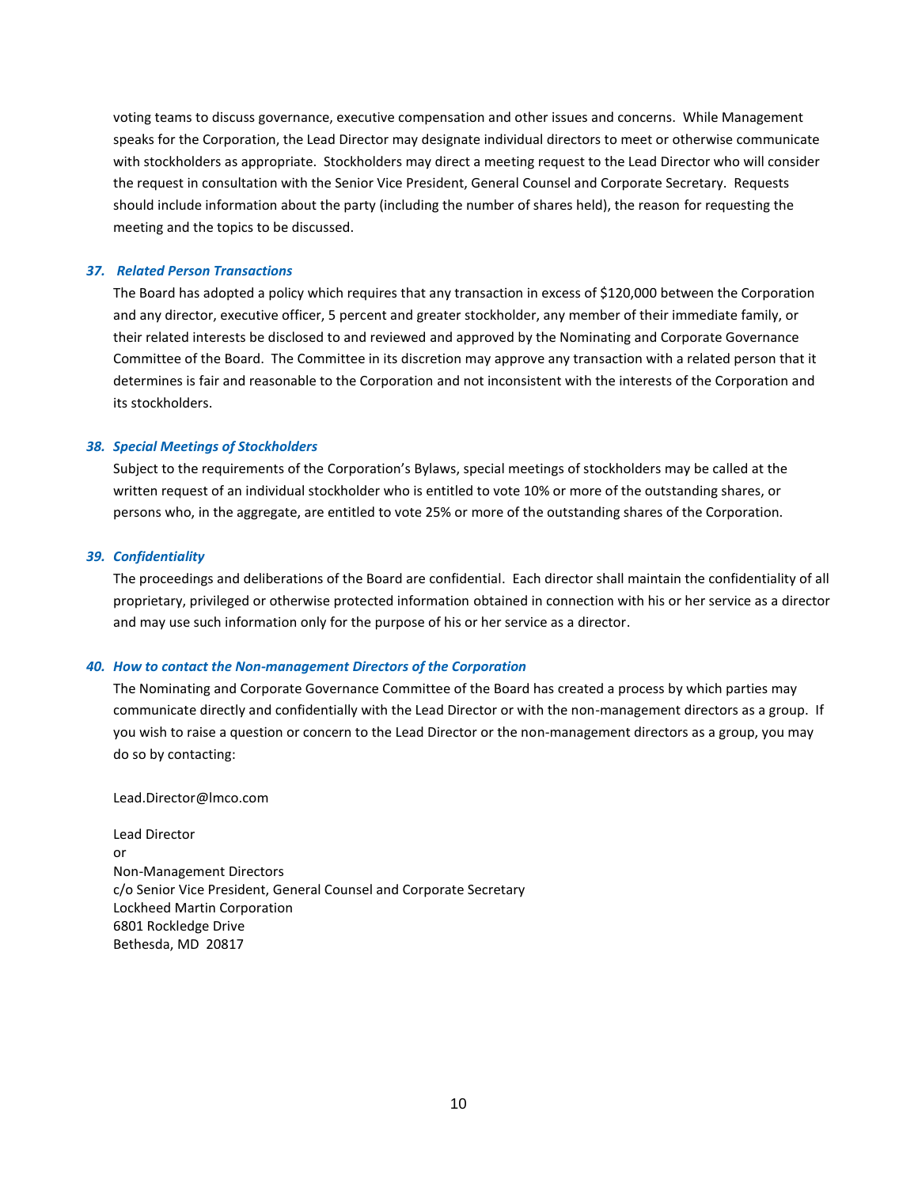voting teams to discuss governance, executive compensation and other issues and concerns. While Management speaks for the Corporation, the Lead Director may designate individual directors to meet or otherwise communicate with stockholders as appropriate. Stockholders may direct a meeting request to the Lead Director who will consider the request in consultation with the Senior Vice President, General Counsel and Corporate Secretary. Requests should include information about the party (including the number of shares held), the reason for requesting the meeting and the topics to be discussed.

### *37. Related Person Transactions*

The Board has adopted a policy which requires that any transaction in excess of $120,000 between the Corporation and any director, executive officer, 5 percent and greater stockholder, any member of their immediate family, or their related interests be disclosed to and reviewed and approved by the Nominating and Corporate Governance Committee of the Board. The Committee in its discretion may approve any transaction with a related person that it determines is fair and reasonable to the Corporation and not inconsistent with the interests of the Corporation and its stockholders.

### *38. Special Meetings of Stockholders*

Subject to the requirements of the Corporation's Bylaws, special meetings of stockholders may be called at the written request of an individual stockholder who is entitled to vote 10% or more of the outstanding shares, or persons who, in the aggregate, are entitled to vote 25% or more of the outstanding shares of the Corporation.

### *39. Confidentiality*

The proceedings and deliberations of the Board are confidential. Each director shall maintain the confidentiality of all proprietary, privileged or otherwise protected information obtained in connection with his or her service as a director and may use such information only for the purpose of his or her service as a director.

### *40. How to contact the Non-management Directors of the Corporation*

The Nominating and Corporate Governance Committee of the Board has created a process by which parties may communicate directly and confidentially with the Lead Director or with the non-management directors as a group. If you wish to raise a question or concern to the Lead Director or the non-management directors as a group, you may do so by contacting:

Lead.Director@lmco.com

Lead Director  
or  
Non-Management Directors  
c/o Senior Vice President, General Counsel and Corporate Secretary  
Lockheed Martin Corporation  
6801 Rockledge Drive  
Bethesda, MD 20817